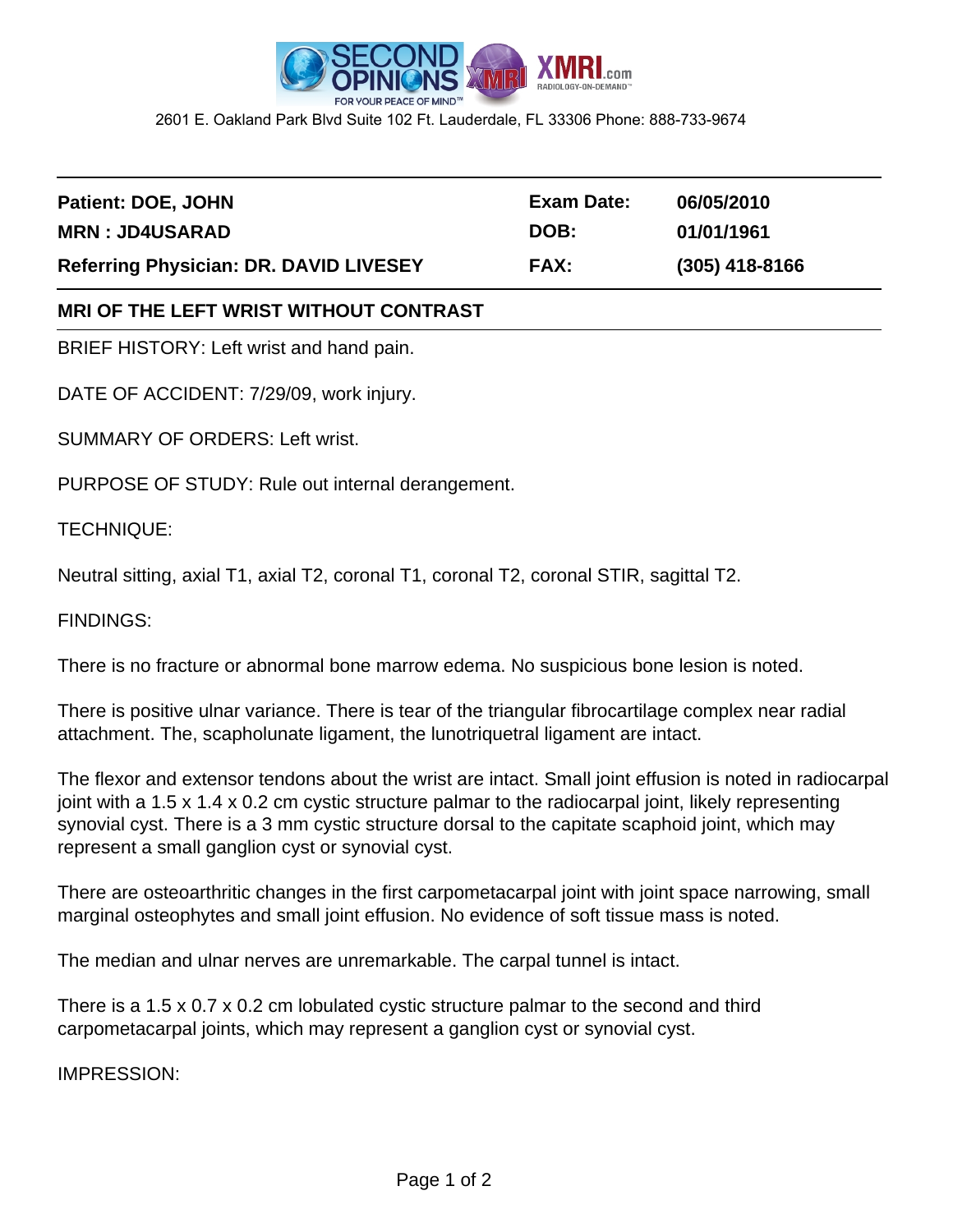SECOND OPINIONS — FOR YOUR PEACE OF MIND™ — XMRI.com RADIOLOGY-ON-DEMAND™

2601 E. Oakland Park Blvd Suite 102 Ft. Lauderdale, FL 33306 Phone: 888-733-9674

| | | |
|---|---|---|
| **Patient: DOE, JOHN** | **Exam Date:** | **06/05/2010** |
| **MRN : JD4USARAD** | **DOB:** | **01/01/1961** |
| **Referring Physician: DR. DAVID LIVESEY** | **FAX:** | **(305) 418-8166** |

## MRI OF THE LEFT WRIST WITHOUT CONTRAST

BRIEF HISTORY: Left wrist and hand pain.

DATE OF ACCIDENT: 7/29/09, work injury.

SUMMARY OF ORDERS: Left wrist.

PURPOSE OF STUDY: Rule out internal derangement.

TECHNIQUE:

Neutral sitting, axial T1, axial T2, coronal T1, coronal T2, coronal STIR, sagittal T2.

FINDINGS:

There is no fracture or abnormal bone marrow edema. No suspicious bone lesion is noted.

There is positive ulnar variance. There is tear of the triangular fibrocartilage complex near radial attachment. The, scapholunate ligament, the lunotriquetral ligament are intact.

The flexor and extensor tendons about the wrist are intact. Small joint effusion is noted in radiocarpal joint with a 1.5 x 1.4 x 0.2 cm cystic structure palmar to the radiocarpal joint, likely representing synovial cyst. There is a 3 mm cystic structure dorsal to the capitate scaphoid joint, which may represent a small ganglion cyst or synovial cyst.

There are osteoarthritic changes in the first carpometacarpal joint with joint space narrowing, small marginal osteophytes and small joint effusion. No evidence of soft tissue mass is noted.

The median and ulnar nerves are unremarkable. The carpal tunnel is intact.

There is a 1.5 x 0.7 x 0.2 cm lobulated cystic structure palmar to the second and third carpometacarpal joints, which may represent a ganglion cyst or synovial cyst.

IMPRESSION: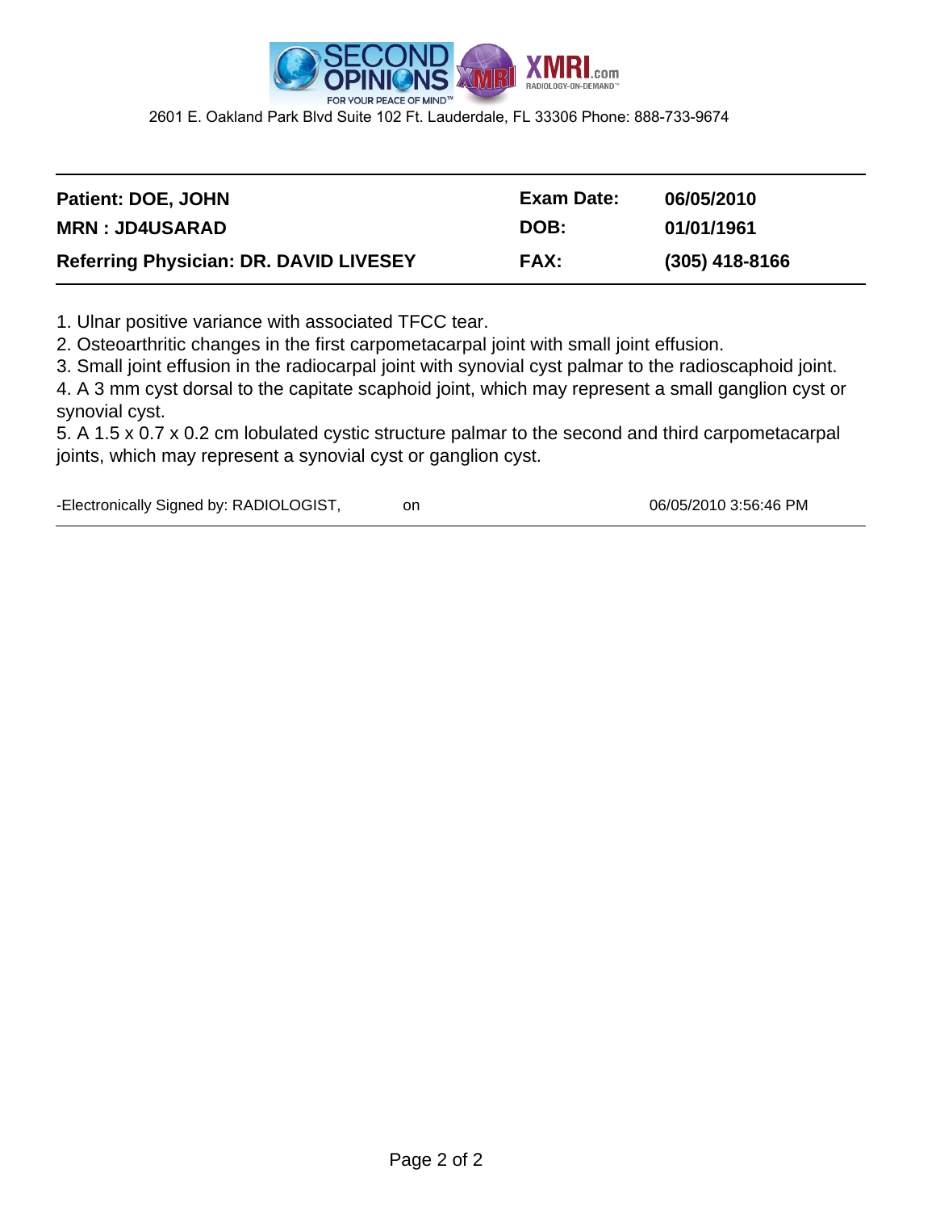2601 E. Oakland Park Blvd Suite 102 Ft. Lauderdale, FL 33306 Phone: 888-733-9674

| | | | |
|---|---|---|---|
| **Patient: DOE, JOHN** | | **Exam Date:** | **06/05/2010** |
| **MRN : JD4USARAD** | | **DOB:** | **01/01/1961** |
| **Referring Physician: DR. DAVID LIVESEY** | | **FAX:** | **(305) 418-8166** |

1. Ulnar positive variance with associated TFCC tear.
2. Osteoarthritic changes in the first carpometacarpal joint with small joint effusion.
3. Small joint effusion in the radiocarpal joint with synovial cyst palmar to the radioscaphoid joint.
4. A 3 mm cyst dorsal to the capitate scaphoid joint, which may represent a small ganglion cyst or synovial cyst.
5. A 1.5 x 0.7 x 0.2 cm lobulated cystic structure palmar to the second and third carpometacarpal joints, which may represent a synovial cyst or ganglion cyst.

-Electronically Signed by: RADIOLOGIST, on 06/05/2010 3:56:46 PM